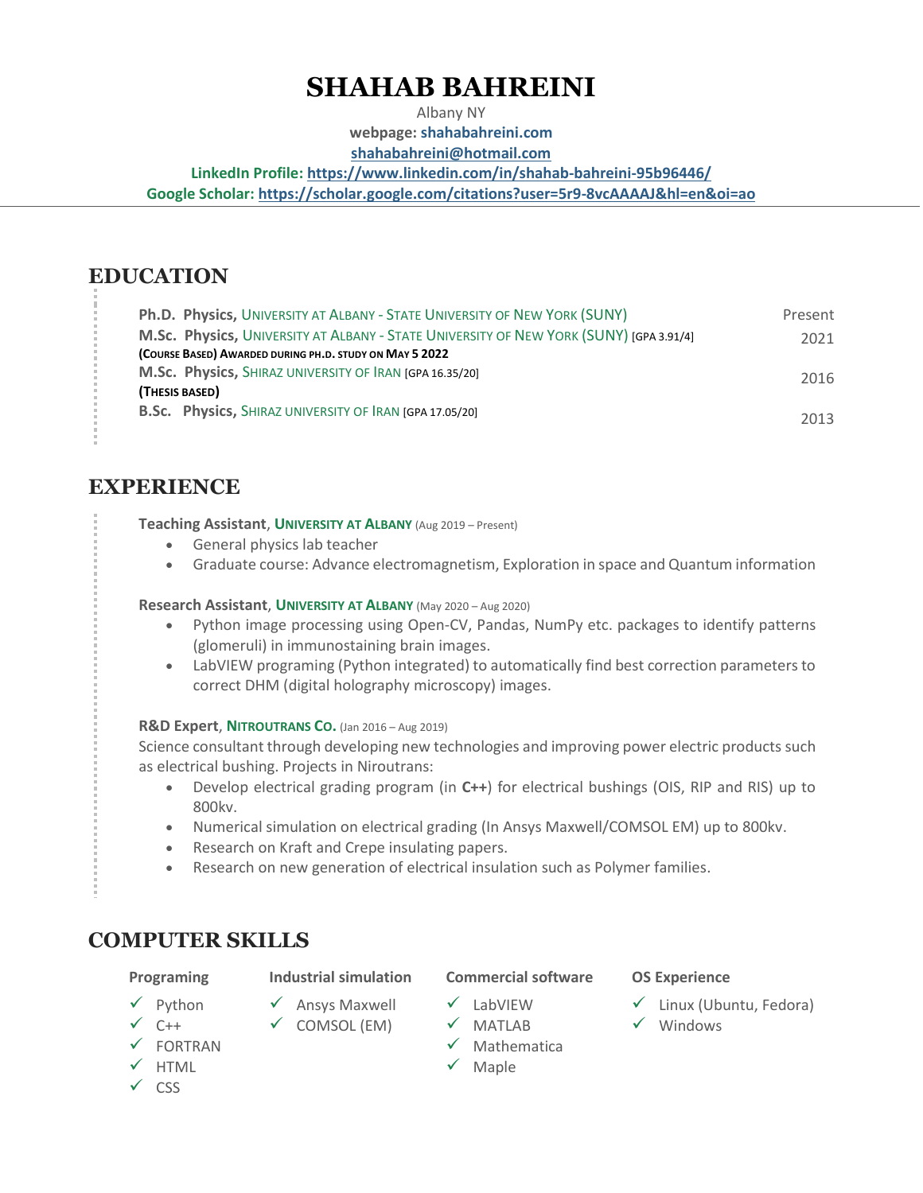# SHAHAB BAHREINI

Albany NY
**webpage:** **shahabahreini.com**
**shahabahreini@hotmail.com**
**LinkedIn Profile:** **https://www.linkedin.com/in/shahab-bahreini-95b96446/**
**Google Scholar:** **https://scholar.google.com/citations?user=5r9-8vcAAAAJ&hl=en&oi=ao**

## EDUCATION

| | |
|---|---|
| **Ph.D. Physics,** University at Albany - State University of New York (SUNY) | Present |
| **M.Sc. Physics,** University at Albany - State University of New York (SUNY) [GPA 3.91/4] **(Course Based) Awarded during Ph.D. study on May 5 2022** | 2021 |
| **M.Sc. Physics,** Shiraz university of Iran [GPA 16.35/20] **(Thesis based)** | 2016 |
| **B.Sc. Physics,** Shiraz university of Iran [GPA 17.05/20] | 2013 |

## EXPERIENCE

**Teaching Assistant**, **University at Albany** (Aug 2019 – Present)

- General physics lab teacher
- Graduate course: Advance electromagnetism, Exploration in space and Quantum information

**Research Assistant**, **University at Albany** (May 2020 – Aug 2020)

- Python image processing using Open-CV, Pandas, NumPy etc. packages to identify patterns (glomeruli) in immunostaining brain images.
- LabVIEW programing (Python integrated) to automatically find best correction parameters to correct DHM (digital holography microscopy) images.

**R&D Expert**, **Nitroutrans Co.** (Jan 2016 – Aug 2019)

Science consultant through developing new technologies and improving power electric products such as electrical bushing. Projects in Niroutrans:

- Develop electrical grading program (in **C++**) for electrical bushings (OIS, RIP and RIS) up to 800kv.
- Numerical simulation on electrical grading (In Ansys Maxwell/COMSOL EM) up to 800kv.
- Research on Kraft and Crepe insulating papers.
- Research on new generation of electrical insulation such as Polymer families.

## COMPUTER SKILLS

**Programing**
- ✓ Python
- ✓ C++
- ✓ FORTRAN
- ✓ HTML
- ✓ CSS

**Industrial simulation**
- ✓ Ansys Maxwell
- ✓ COMSOL (EM)

**Commercial software**
- ✓ LabVIEW
- ✓ MATLAB
- ✓ Mathematica
- ✓ Maple

**OS Experience**
- ✓ Linux (Ubuntu, Fedora)
- ✓ Windows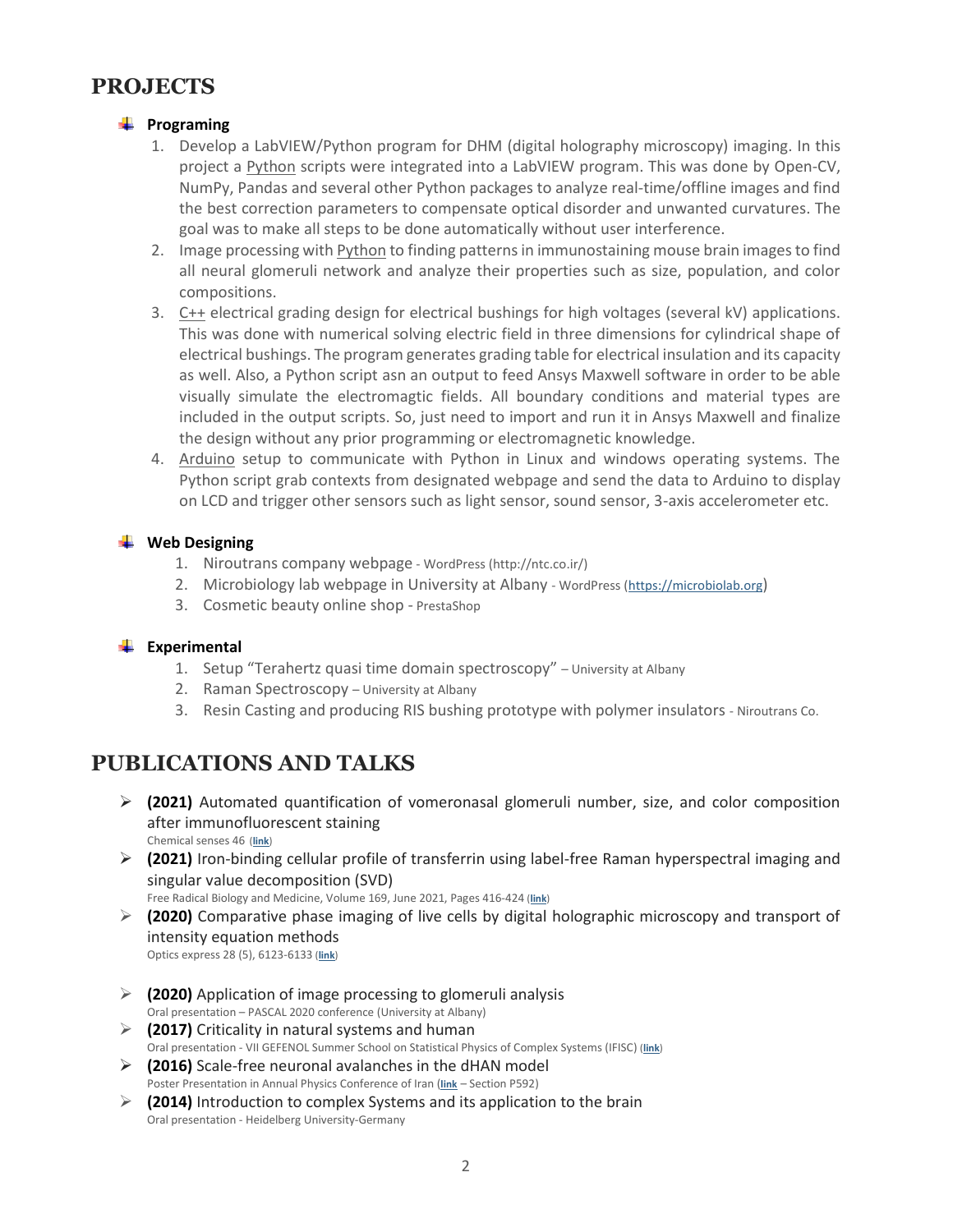# PROJECTS

## Programing

1. Develop a LabVIEW/Python program for DHM (digital holography microscopy) imaging. In this project a Python scripts were integrated into a LabVIEW program. This was done by Open-CV, NumPy, Pandas and several other Python packages to analyze real-time/offline images and find the best correction parameters to compensate optical disorder and unwanted curvatures. The goal was to make all steps to be done automatically without user interference.
2. Image processing with Python to finding patterns in immunostaining mouse brain images to find all neural glomeruli network and analyze their properties such as size, population, and color compositions.
3. C++ electrical grading design for electrical bushings for high voltages (several kV) applications. This was done with numerical solving electric field in three dimensions for cylindrical shape of electrical bushings. The program generates grading table for electrical insulation and its capacity as well. Also, a Python script asn an output to feed Ansys Maxwell software in order to be able visually simulate the electromagtic fields. All boundary conditions and material types are included in the output scripts. So, just need to import and run it in Ansys Maxwell and finalize the design without any prior programming or electromagnetic knowledge.
4. Arduino setup to communicate with Python in Linux and windows operating systems. The Python script grab contexts from designated webpage and send the data to Arduino to display on LCD and trigger other sensors such as light sensor, sound sensor, 3-axis accelerometer etc.

## Web Designing

1. Niroutrans company webpage - WordPress (http://ntc.co.ir/)
2. Microbiology lab webpage in University at Albany - WordPress (https://microbiolab.org)
3. Cosmetic beauty online shop - PrestaShop

## Experimental

1. Setup "Terahertz quasi time domain spectroscopy" – University at Albany
2. Raman Spectroscopy – University at Albany
3. Resin Casting and producing RIS bushing prototype with polymer insulators - Niroutrans Co.

# PUBLICATIONS AND TALKS

- **(2021)** Automated quantification of vomeronasal glomeruli number, size, and color composition after immunofluorescent staining
  Chemical senses 46 (**link**)
- **(2021)** Iron-binding cellular profile of transferrin using label-free Raman hyperspectral imaging and singular value decomposition (SVD)
  Free Radical Biology and Medicine, Volume 169, June 2021, Pages 416-424 (**link**)
- **(2020)** Comparative phase imaging of live cells by digital holographic microscopy and transport of intensity equation methods
  Optics express 28 (5), 6123-6133 (**link**)
- **(2020)** Application of image processing to glomeruli analysis
  Oral presentation – PASCAL 2020 conference (University at Albany)
- **(2017)** Criticality in natural systems and human
  Oral presentation - VII GEFENOL Summer School on Statistical Physics of Complex Systems (IFISC) (**link**)
- **(2016)** Scale-free neuronal avalanches in the dHAN model
  Poster Presentation in Annual Physics Conference of Iran (**link** – Section P592)
- **(2014)** Introduction to complex Systems and its application to the brain
  Oral presentation - Heidelberg University-Germany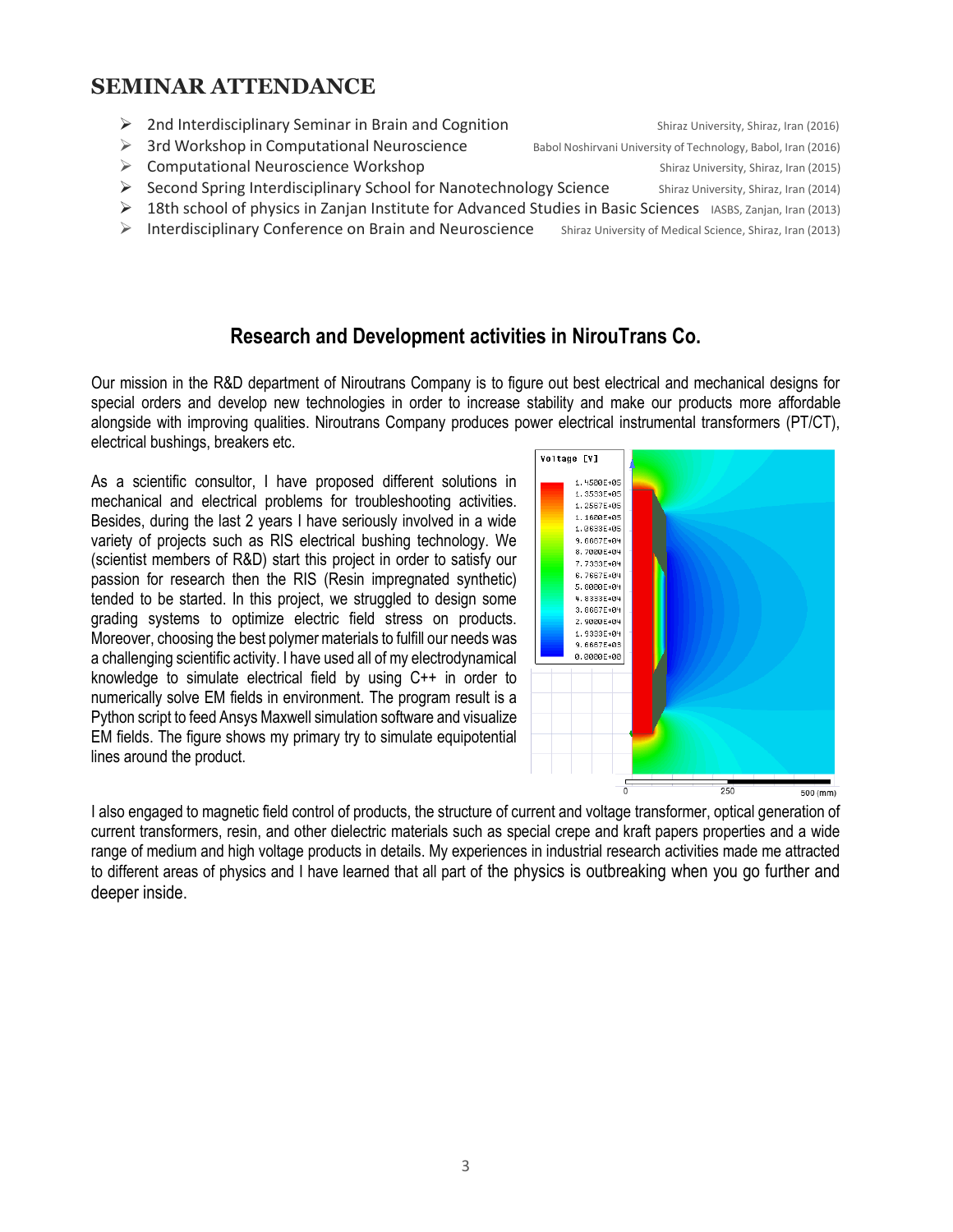## SEMINAR ATTENDANCE

- 2nd Interdisciplinary Seminar in Brain and Cognition — Shiraz University, Shiraz, Iran (2016)
- 3rd Workshop in Computational Neuroscience — Babol Noshirvani University of Technology, Babol, Iran (2016)
- Computational Neuroscience Workshop — Shiraz University, Shiraz, Iran (2015)
- Second Spring Interdisciplinary School for Nanotechnology Science — Shiraz University, Shiraz, Iran (2014)
- 18th school of physics in Zanjan Institute for Advanced Studies in Basic Sciences — IASBS, Zanjan, Iran (2013)
- Interdisciplinary Conference on Brain and Neuroscience — Shiraz University of Medical Science, Shiraz, Iran (2013)

## Research and Development activities in NirouTrans Co.

Our mission in the R&D department of Niroutrans Company is to figure out best electrical and mechanical designs for special orders and develop new technologies in order to increase stability and make our products more affordable alongside with improving qualities. Niroutrans Company produces power electrical instrumental transformers (PT/CT), electrical bushings, breakers etc.

As a scientific consultor, I have proposed different solutions in mechanical and electrical problems for troubleshooting activities. Besides, during the last 2 years I have seriously involved in a wide variety of projects such as RIS electrical bushing technology. We (scientist members of R&D) start this project in order to satisfy our passion for research then the RIS (Resin impregnated synthetic) tended to be started. In this project, we struggled to design some grading systems to optimize electric field stress on products. Moreover, choosing the best polymer materials to fulfill our needs was a challenging scientific activity. I have used all of my electrodynamical knowledge to simulate electrical field by using C++ in order to numerically solve EM fields in environment. The program result is a Python script to feed Ansys Maxwell simulation software and visualize EM fields. The figure shows my primary try to simulate equipotential lines around the product.

I also engaged to magnetic field control of products, the structure of current and voltage transformer, optical generation of current transformers, resin, and other dielectric materials such as special crepe and kraft papers properties and a wide range of medium and high voltage products in details. My experiences in industrial research activities made me attracted to different areas of physics and I have learned that all part of the physics is outbreaking when you go further and deeper inside.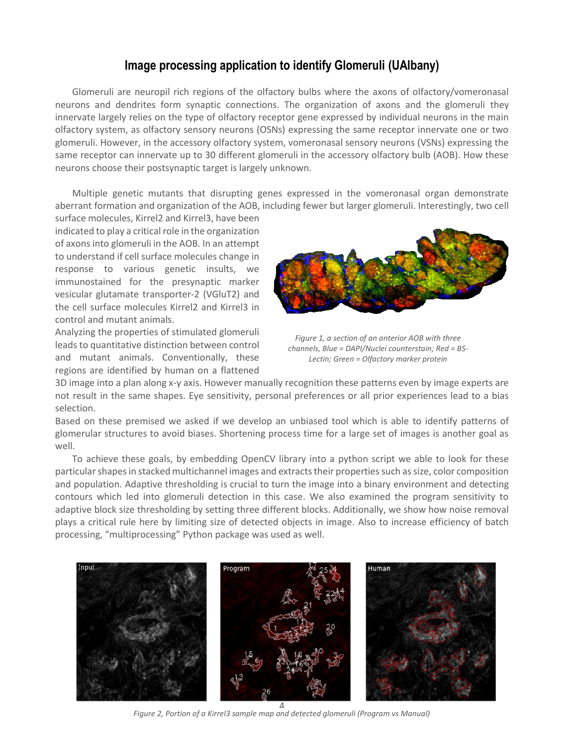## Image processing application to identify Glomeruli (UAlbany)

Glomeruli are neuropil rich regions of the olfactory bulbs where the axons of olfactory/vomeronasal neurons and dendrites form synaptic connections. The organization of axons and the glomeruli they innervate largely relies on the type of olfactory receptor gene expressed by individual neurons in the main olfactory system, as olfactory sensory neurons (OSNs) expressing the same receptor innervate one or two glomeruli. However, in the accessory olfactory system, vomeronasal sensory neurons (VSNs) expressing the same receptor can innervate up to 30 different glomeruli in the accessory olfactory bulb (AOB). How these neurons choose their postsynaptic target is largely unknown.

Multiple genetic mutants that disrupting genes expressed in the vomeronasal organ demonstrate aberrant formation and organization of the AOB, including fewer but larger glomeruli. Interestingly, two cell surface molecules, Kirrel2 and Kirrel3, have been indicated to play a critical role in the organization of axons into glomeruli in the AOB. In an attempt to understand if cell surface molecules change in response to various genetic insults, we immunostained for the presynaptic marker vesicular glutamate transporter-2 (VGluT2) and the cell surface molecules Kirrel2 and Kirrel3 in control and mutant animals.

*Figure 1, a section of an anterior AOB with three channels, Blue = DAPI/Nuclei counterstain; Red = BS-Lectin; Green = Olfactory marker protein*

Analyzing the properties of stimulated glomeruli leads to quantitative distinction between control and mutant animals. Conventionally, these regions are identified by human on a flattened 3D image into a plan along x-y axis. However manually recognition these patterns even by image experts are not result in the same shapes. Eye sensitivity, personal preferences or all prior experiences lead to a bias selection.

Based on these premised we asked if we develop an unbiased tool which is able to identify patterns of glomerular structures to avoid biases. Shortening process time for a large set of images is another goal as well.

To achieve these goals, by embedding OpenCV library into a python script we able to look for these particular shapes in stacked multichannel images and extracts their properties such as size, color composition and population. Adaptive thresholding is crucial to turn the image into a binary environment and detecting contours which led into glomeruli detection in this case. We also examined the program sensitivity to adaptive block size thresholding by setting three different blocks. Additionally, we show how noise removal plays a critical rule here by limiting size of detected objects in image. Also to increase efficiency of batch processing, "multiprocessing" Python package was used as well.

*Figure 2, Portion of a Kirrel3 sample map and detected glomeruli (Program vs Manual)*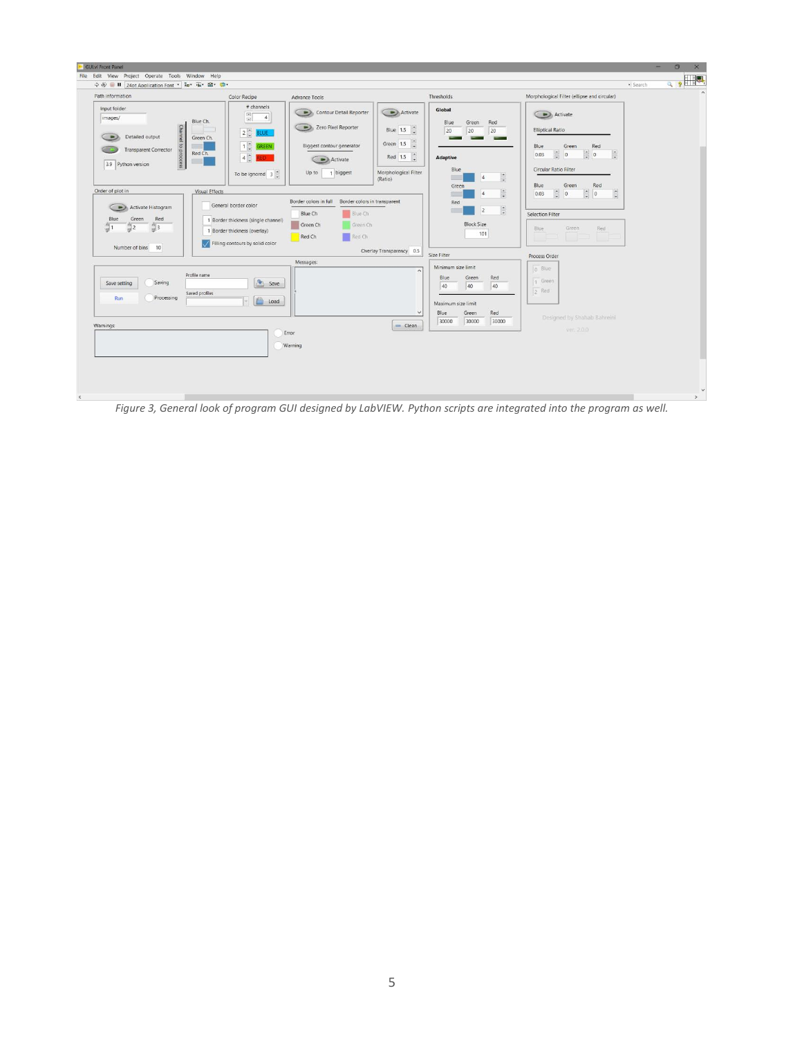*Figure 3, General look of program GUI designed by LabVIEW. Python scripts are integrated into the program as well.*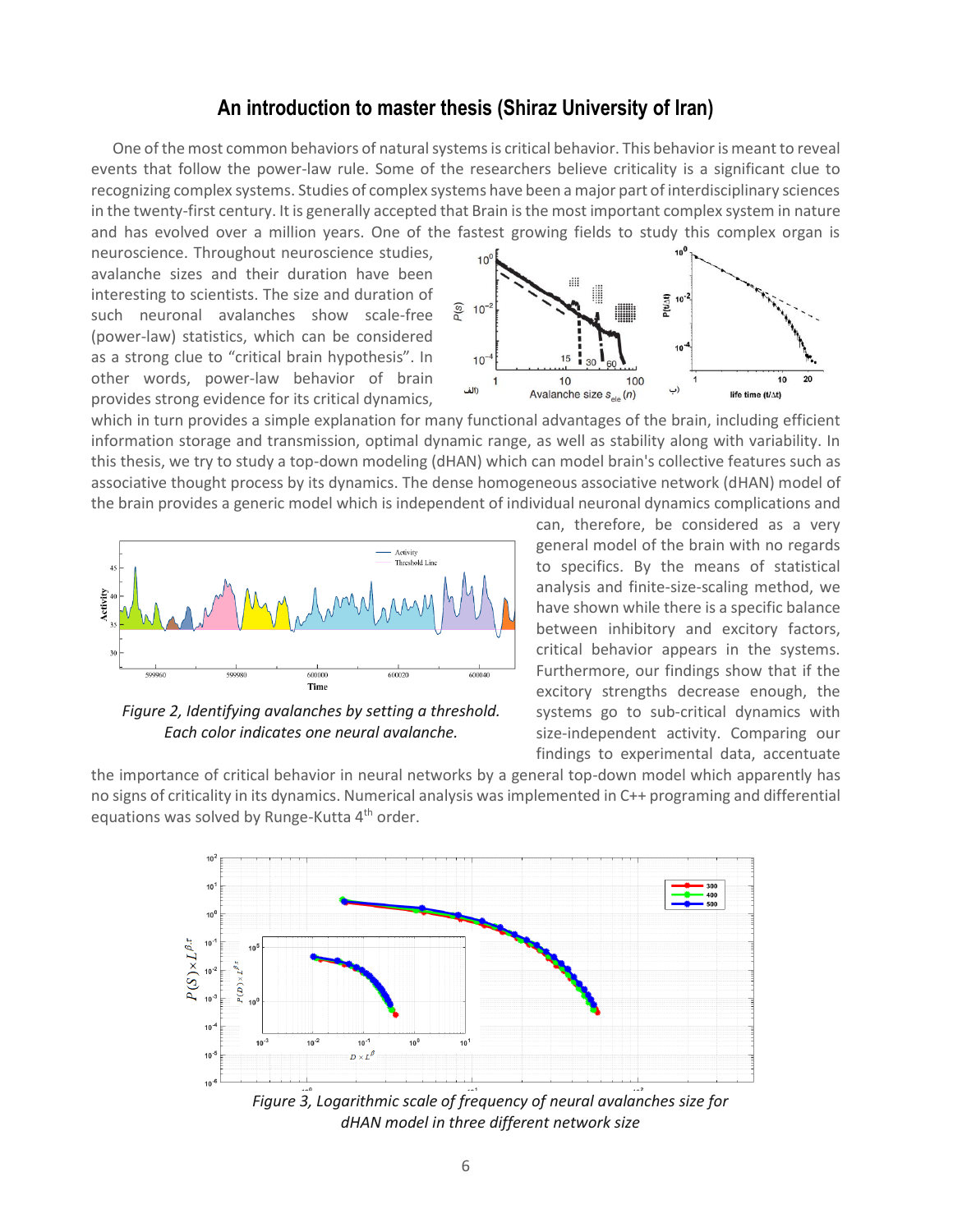# An introduction to master thesis (Shiraz University of Iran)

One of the most common behaviors of natural systems is critical behavior. This behavior is meant to reveal events that follow the power-law rule. Some of the researchers believe criticality is a significant clue to recognizing complex systems. Studies of complex systems have been a major part of interdisciplinary sciences in the twenty-first century. It is generally accepted that Brain is the most important complex system in nature and has evolved over a million years. One of the fastest growing fields to study this complex organ is neuroscience. Throughout neuroscience studies, avalanche sizes and their duration have been interesting to scientists. The size and duration of such neuronal avalanches show scale-free (power-law) statistics, which can be considered as a strong clue to "critical brain hypothesis". In other words, power-law behavior of brain provides strong evidence for its critical dynamics, which in turn provides a simple explanation for many functional advantages of the brain, including efficient information storage and transmission, optimal dynamic range, as well as stability along with variability. In this thesis, we try to study a top-down modeling (dHAN) which can model brain's collective features such as associative thought process by its dynamics. The dense homogeneous associative network (dHAN) model of the brain provides a generic model which is independent of individual neuronal dynamics complications and can, therefore, be considered as a very general model of the brain with no regards to specifics. By the means of statistical analysis and finite-size-scaling method, we have shown while there is a specific balance between inhibitory and excitory factors, critical behavior appears in the systems. Furthermore, our findings show that if the excitory strengths decrease enough, the systems go to sub-critical dynamics with size-independent activity. Comparing our findings to experimental data, accentuate the importance of critical behavior in neural networks by a general top-down model which apparently has no signs of criticality in its dynamics. Numerical analysis was implemented in C++ programing and differential equations was solved by Runge-Kutta 4th order.

$10^0$
$10^{-2}$
$10^{-4}$
$P(s)$
15
30
60
1
10
100
الف)
Avalanche size $s_{ele}(n)$

$10^0$
$10^{-2}$
$10^{-4}$
$P(t/\Delta t)$
1
10
20
ب)
life time $(t/\Delta t)$

Activity
Threshold Line
45
40
35
30
Activity
599960
599980
600000
600020
600040
Time

*Figure 2, Identifying avalanches by setting a threshold. Each color indicates one neural avalanche.*

300
400
500
$P(S)\times L^{\beta.\tau}$
$P(D)\times L^{\beta.\tau}$
$D \times L^{\beta}$

*Figure 3, Logarithmic scale of frequency of neural avalanches size for dHAN model in three different network size*